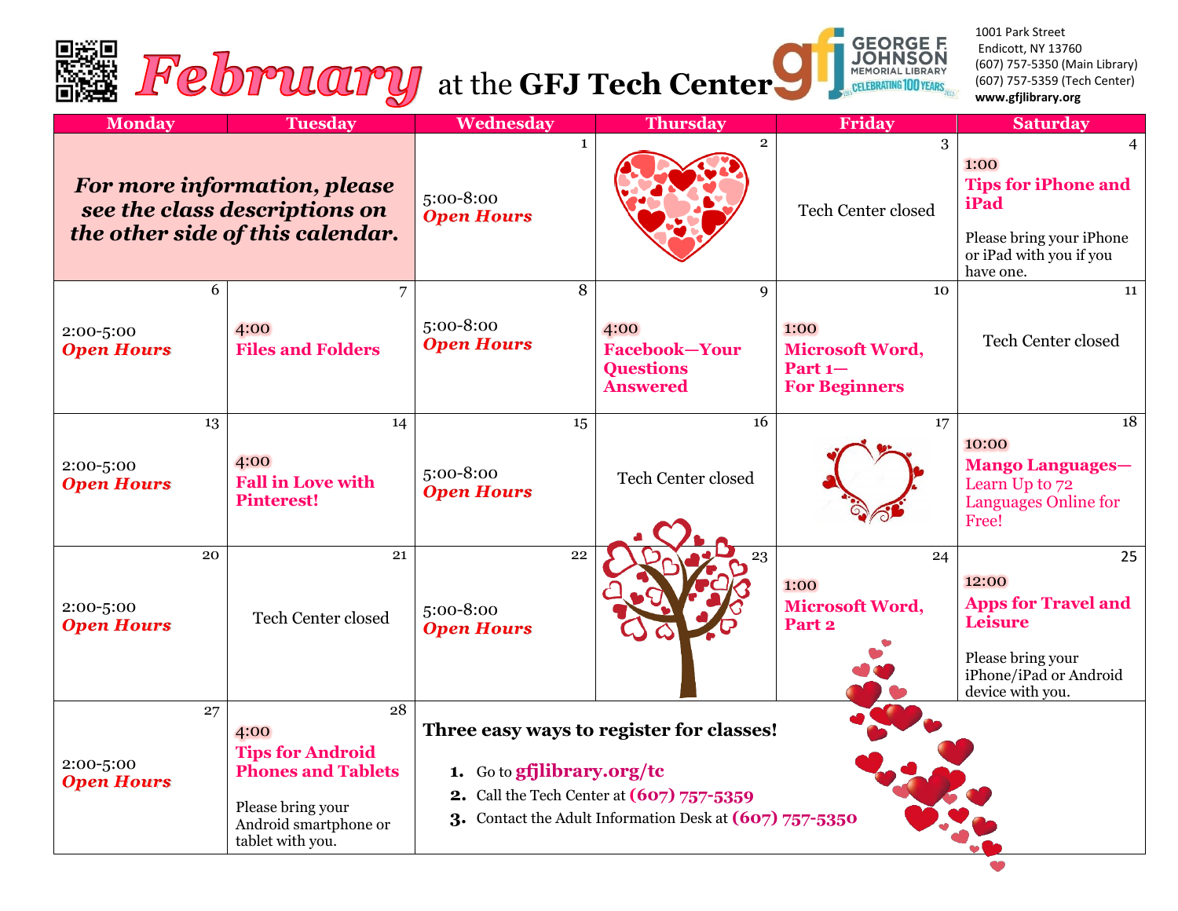# February at the GFJ Tech Center

**George F. Johnson Memorial Library** — Celebrating 100 Years

1001 Park Street
Endicott, NY 13760
(607) 757-5350 (Main Library)
(607) 757-5359 (Tech Center)
www.gfjlibrary.org

| Monday | Tuesday | Wednesday | Thursday | Friday | Saturday |
|---|---|---|---|---|---|
| ***For more information, please see the class descriptions on the other side of this calendar.*** | | 1<br>5:00-8:00<br>***Open Hours*** | 2 | 3<br>Tech Center closed | 4<br>1:00<br>**Tips for iPhone and iPad**<br>Please bring your iPhone or iPad with you if you have one. |
| 6<br>2:00-5:00<br>***Open Hours*** | 7<br>4:00<br>**Files and Folders** | 8<br>5:00-8:00<br>***Open Hours*** | 9<br>4:00<br>**Facebook—Your Questions Answered** | 10<br>1:00<br>**Microsoft Word, Part 1—For Beginners** | 11<br>Tech Center closed |
| 13<br>2:00-5:00<br>***Open Hours*** | 14<br>4:00<br>**Fall in Love with Pinterest!** | 15<br>5:00-8:00<br>***Open Hours*** | 16<br>Tech Center closed | 17 | 18<br>10:00<br>**Mango Languages—** Learn Up to 72 Languages Online for Free! |
| 20<br>2:00-5:00<br>***Open Hours*** | 21<br>Tech Center closed | 22<br>5:00-8:00<br>***Open Hours*** | 23 | 24<br>1:00<br>**Microsoft Word, Part 2** | 25<br>12:00<br>**Apps for Travel and Leisure**<br>Please bring your iPhone/iPad or Android device with you. |
| 27<br>2:00-5:00<br>***Open Hours*** | 28<br>4:00<br>**Tips for Android Phones and Tablets**<br>Please bring your Android smartphone or tablet with you. | | | | |

**Three easy ways to register for classes!**

1. Go to **gfjlibrary.org/tc**
2. Call the Tech Center at **(607) 757-5359**
3. Contact the Adult Information Desk at **(607) 757-5350**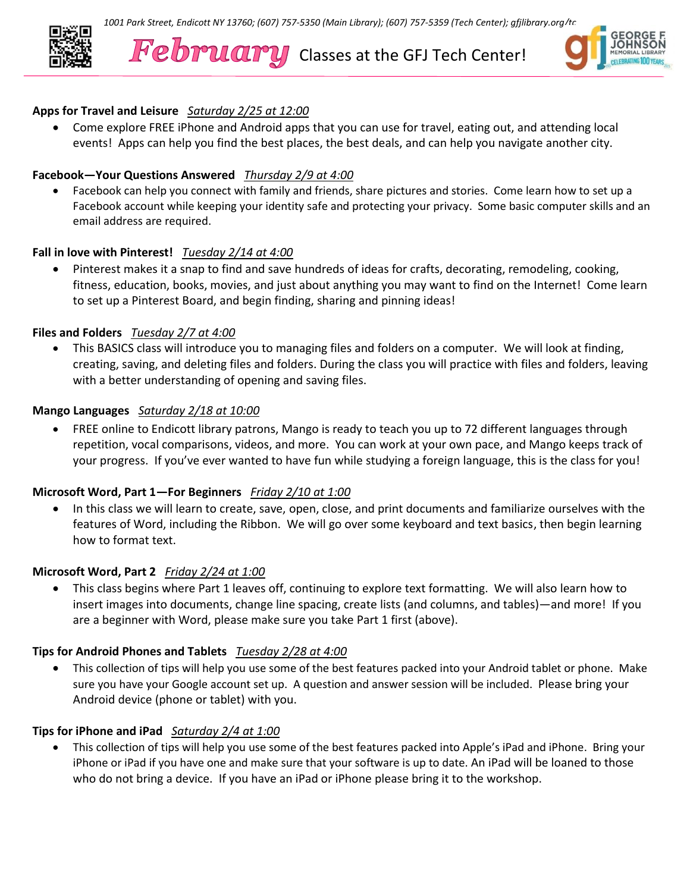1001 Park Street, Endicott NY 13760; (607) 757-5350 (Main Library); (607) 757-5359 (Tech Center); gfjlibrary.org/tc

# *February* Classes at the GFJ Tech Center!

**Apps for Travel and Leisure** *Saturday 2/25 at 12:00*

- Come explore FREE iPhone and Android apps that you can use for travel, eating out, and attending local events! Apps can help you find the best places, the best deals, and can help you navigate another city.

**Facebook—Your Questions Answered** *Thursday 2/9 at 4:00*

- Facebook can help you connect with family and friends, share pictures and stories. Come learn how to set up a Facebook account while keeping your identity safe and protecting your privacy. Some basic computer skills and an email address are required.

**Fall in love with Pinterest!** *Tuesday 2/14 at 4:00*

- Pinterest makes it a snap to find and save hundreds of ideas for crafts, decorating, remodeling, cooking, fitness, education, books, movies, and just about anything you may want to find on the Internet! Come learn to set up a Pinterest Board, and begin finding, sharing and pinning ideas!

**Files and Folders** *Tuesday 2/7 at 4:00*

- This BASICS class will introduce you to managing files and folders on a computer. We will look at finding, creating, saving, and deleting files and folders. During the class you will practice with files and folders, leaving with a better understanding of opening and saving files.

**Mango Languages** *Saturday 2/18 at 10:00*

- FREE online to Endicott library patrons, Mango is ready to teach you up to 72 different languages through repetition, vocal comparisons, videos, and more. You can work at your own pace, and Mango keeps track of your progress. If you've ever wanted to have fun while studying a foreign language, this is the class for you!

**Microsoft Word, Part 1—For Beginners** *Friday 2/10 at 1:00*

- In this class we will learn to create, save, open, close, and print documents and familiarize ourselves with the features of Word, including the Ribbon. We will go over some keyboard and text basics, then begin learning how to format text.

**Microsoft Word, Part 2** *Friday 2/24 at 1:00*

- This class begins where Part 1 leaves off, continuing to explore text formatting. We will also learn how to insert images into documents, change line spacing, create lists (and columns, and tables)—and more! If you are a beginner with Word, please make sure you take Part 1 first (above).

**Tips for Android Phones and Tablets** *Tuesday 2/28 at 4:00*

- This collection of tips will help you use some of the best features packed into your Android tablet or phone. Make sure you have your Google account set up. A question and answer session will be included. Please bring your Android device (phone or tablet) with you.

**Tips for iPhone and iPad** *Saturday 2/4 at 1:00*

- This collection of tips will help you use some of the best features packed into Apple's iPad and iPhone. Bring your iPhone or iPad if you have one and make sure that your software is up to date. An iPad will be loaned to those who do not bring a device. If you have an iPad or iPhone please bring it to the workshop.